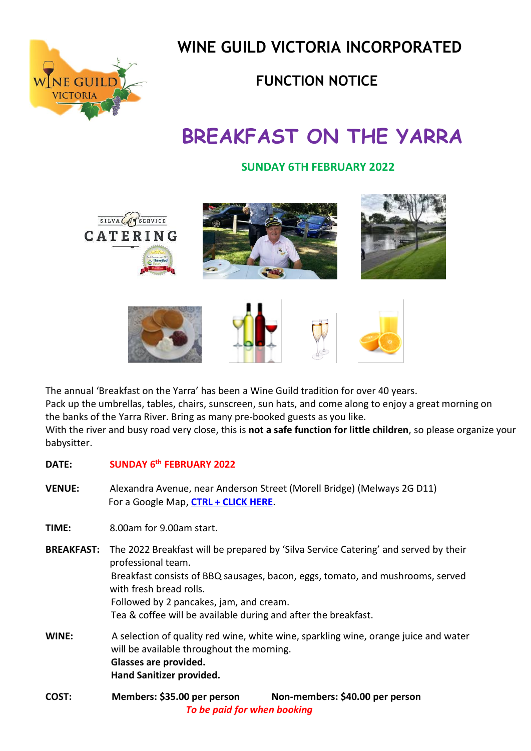# WINE GUILD VICTORIA INCORPORATED

## FUNCTION NOTICE

# BREAKFAST ON THE YARRA

**SUNDAY 6TH FEBRUARY 2022**

The annual 'Breakfast on the Yarra' has been a Wine Guild tradition for over 40 years.
Pack up the umbrellas, tables, chairs, sunscreen, sun hats, and come along to enjoy a great morning on the banks of the Yarra River. Bring as many pre-booked guests as you like.
With the river and busy road very close, this is **not a safe function for little children**, so please organize your babysitter.

**DATE:** **SUNDAY 6th FEBRUARY 2022**

**VENUE:** Alexandra Avenue, near Anderson Street (Morell Bridge) (Melways 2G D11)
For a Google Map, **CTRL + CLICK HERE**.

**TIME:** 8.00am for 9.00am start.

**BREAKFAST:** The 2022 Breakfast will be prepared by 'Silva Service Catering' and served by their professional team.
Breakfast consists of BBQ sausages, bacon, eggs, tomato, and mushrooms, served with fresh bread rolls.
Followed by 2 pancakes, jam, and cream.
Tea & coffee will be available during and after the breakfast.

**WINE:** A selection of quality red wine, white wine, sparkling wine, orange juice and water will be available throughout the morning.
**Glasses are provided.**
**Hand Sanitizer provided.**

**COST:** **Members: $35.00 per person** **Non-members: $40.00 per person**
*To be paid for when booking*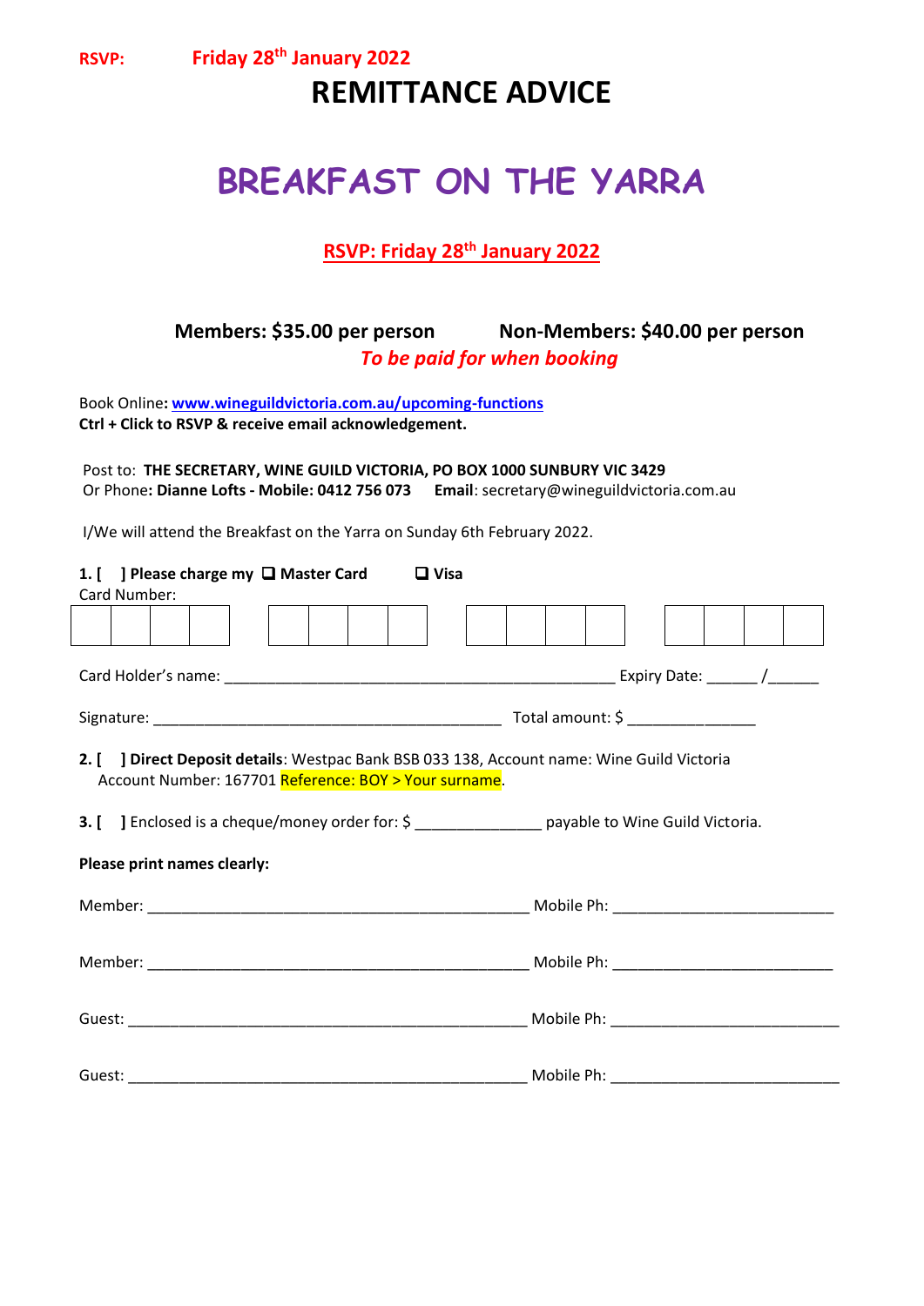**RSVP: Friday 28th January 2022**

# REMITTANCE ADVICE

# BREAKFAST ON THE YARRA

**RSVP: Friday 28th January 2022**

**Members: $35.00 per person Non-Members: $40.00 per person**

***To be paid for when booking***

Book Online**: [www.wineguildvictoria.com.au/upcoming-functions](www.wineguildvictoria.com.au/upcoming-functions)**
**Ctrl + Click to RSVP & receive email acknowledgement.**

Post to: **THE SECRETARY, WINE GUILD VICTORIA, PO BOX 1000 SUNBURY VIC 3429**
Or Phone**: Dianne Lofts - Mobile: 0412 756 073** **Email**: secretary@wineguildvictoria.com.au

I/We will attend the Breakfast on the Yarra on Sunday 6th February 2022.

**1. [ ] Please charge my ❑ Master Card ❑ Visa**
Card Number:

| | | | | | | | | | | | | | | | |
|---|---|---|---|---|---|---|---|---|---|---|---|---|---|---|---|
| | | | | | | | | | | | | | | | |

Card Holder's name: _______________________________________________ Expiry Date: ______ /______

Signature: _________________________________________ Total amount: $ _______________

**2. [ ] Direct Deposit details**: Westpac Bank BSB 033 138, Account name: Wine Guild Victoria
Account Number: 167701 Reference: BOY > Your surname.

**3. [ ]** Enclosed is a cheque/money order for: $ _______________ payable to Wine Guild Victoria.

**Please print names clearly:**

Member: _____________________________________________ Mobile Ph: __________________________

Member: _____________________________________________ Mobile Ph: __________________________

Guest: _______________________________________________ Mobile Ph: ___________________________

Guest: _______________________________________________ Mobile Ph: ___________________________